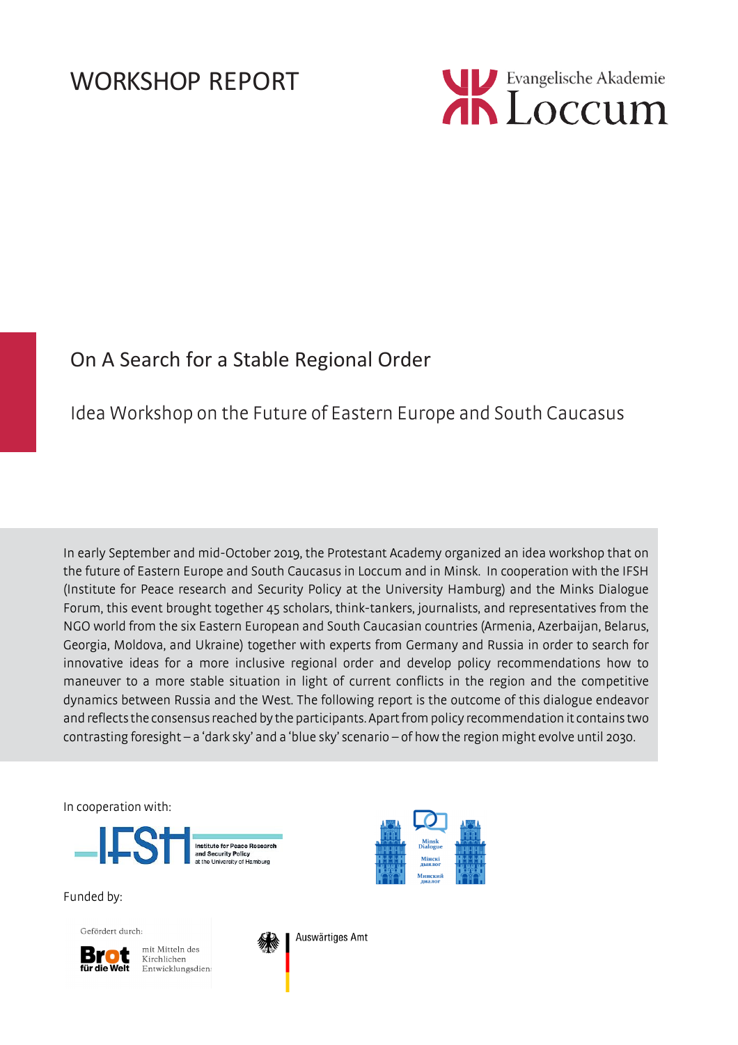WORKSHOP REPORT

Evangelische Akademie Loccum

# On A Search for a Stable Regional Order

## Idea Workshop on the Future of Eastern Europe and South Caucasus

In early September and mid-October 2019, the Protestant Academy organized an idea workshop that on the future of Eastern Europe and South Caucasus in Loccum and in Minsk. In cooperation with the IFSH (Institute for Peace research and Security Policy at the University Hamburg) and the Minks Dialogue Forum, this event brought together 45 scholars, think-tankers, journalists, and representatives from the NGO world from the six Eastern European and South Caucasian countries (Armenia, Azerbaijan, Belarus, Georgia, Moldova, and Ukraine) together with experts from Germany and Russia in order to search for innovative ideas for a more inclusive regional order and develop policy recommendations how to maneuver to a more stable situation in light of current conflicts in the region and the competitive dynamics between Russia and the West. The following report is the outcome of this dialogue endeavor and reflects the consensus reached by the participants. Apart from policy recommendation it contains two contrasting foresight – a 'dark sky' and a 'blue sky' scenario – of how the region might evolve until 2030.

In cooperation with:

IFSH Institute for Peace Research and Security Policy at the University of Hamburg

Minsk Dialogue / Мінскі дыялог / Минский диалог

Funded by:

Gefördert durch: Brot für die Welt mit Mitteln des Kirchlichen Entwicklungsdienst

Auswärtiges Amt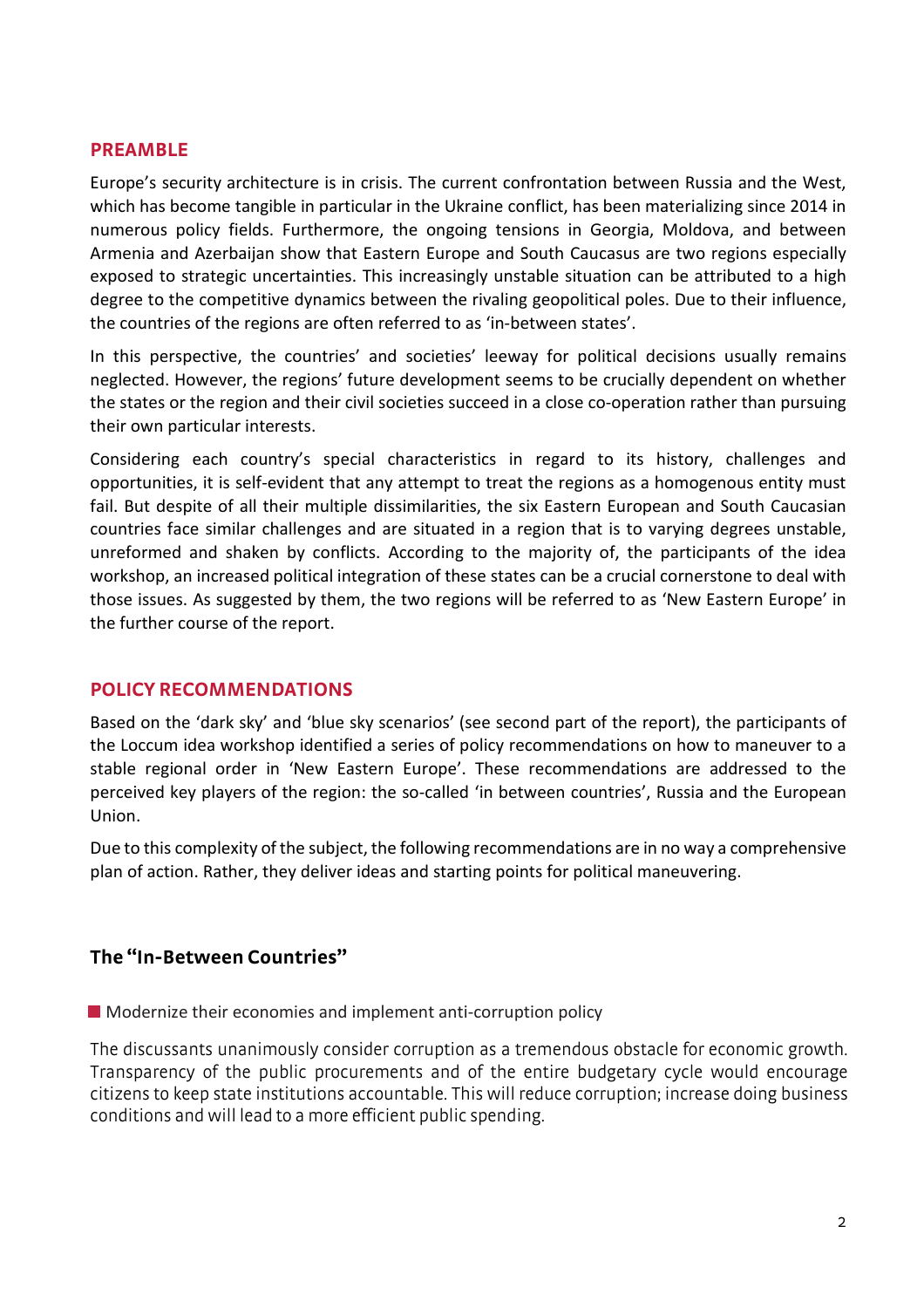## PREAMBLE

Europe's security architecture is in crisis. The current confrontation between Russia and the West, which has become tangible in particular in the Ukraine conflict, has been materializing since 2014 in numerous policy fields. Furthermore, the ongoing tensions in Georgia, Moldova, and between Armenia and Azerbaijan show that Eastern Europe and South Caucasus are two regions especially exposed to strategic uncertainties. This increasingly unstable situation can be attributed to a high degree to the competitive dynamics between the rivaling geopolitical poles. Due to their influence, the countries of the regions are often referred to as 'in-between states'.

In this perspective, the countries' and societies' leeway for political decisions usually remains neglected. However, the regions' future development seems to be crucially dependent on whether the states or the region and their civil societies succeed in a close co-operation rather than pursuing their own particular interests.

Considering each country's special characteristics in regard to its history, challenges and opportunities, it is self-evident that any attempt to treat the regions as a homogenous entity must fail. But despite of all their multiple dissimilarities, the six Eastern European and South Caucasian countries face similar challenges and are situated in a region that is to varying degrees unstable, unreformed and shaken by conflicts. According to the majority of, the participants of the idea workshop, an increased political integration of these states can be a crucial cornerstone to deal with those issues. As suggested by them, the two regions will be referred to as 'New Eastern Europe' in the further course of the report.

## POLICY RECOMMENDATIONS

Based on the 'dark sky' and 'blue sky scenarios' (see second part of the report), the participants of the Loccum idea workshop identified a series of policy recommendations on how to maneuver to a stable regional order in 'New Eastern Europe'. These recommendations are addressed to the perceived key players of the region: the so-called 'in between countries', Russia and the European Union.

Due to this complexity of the subject, the following recommendations are in no way a comprehensive plan of action. Rather, they deliver ideas and starting points for political maneuvering.

### The "In-Between Countries"

- Modernize their economies and implement anti-corruption policy

The discussants unanimously consider corruption as a tremendous obstacle for economic growth. Transparency of the public procurements and of the entire budgetary cycle would encourage citizens to keep state institutions accountable. This will reduce corruption; increase doing business conditions and will lead to a more efficient public spending.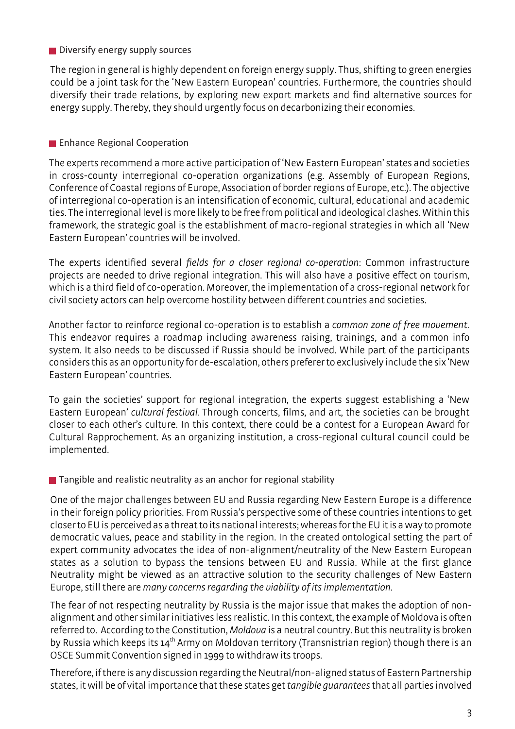## Diversify energy supply sources

The region in general is highly dependent on foreign energy supply. Thus, shifting to green energies could be a joint task for the 'New Eastern European' countries. Furthermore, the countries should diversify their trade relations, by exploring new export markets and find alternative sources for energy supply. Thereby, they should urgently focus on decarbonizing their economies.

## Enhance Regional Cooperation

The experts recommend a more active participation of 'New Eastern European' states and societies in cross-county interregional co-operation organizations (e.g. Assembly of European Regions, Conference of Coastal regions of Europe, Association of border regions of Europe, etc.). The objective of interregional co-operation is an intensification of economic, cultural, educational and academic ties. The interregional level is more likely to be free from political and ideological clashes. Within this framework, the strategic goal is the establishment of macro-regional strategies in which all 'New Eastern European' countries will be involved.

The experts identified several *fields for a closer regional co-operation*: Common infrastructure projects are needed to drive regional integration. This will also have a positive effect on tourism, which is a third field of co-operation. Moreover, the implementation of a cross-regional network for civil society actors can help overcome hostility between different countries and societies.

Another factor to reinforce regional co-operation is to establish a *common zone of free movement*. This endeavor requires a roadmap including awareness raising, trainings, and a common info system. It also needs to be discussed if Russia should be involved. While part of the participants considers this as an opportunity for de-escalation, others preferer to exclusively include the six 'New Eastern European' countries.

To gain the societies' support for regional integration, the experts suggest establishing a 'New Eastern European' *cultural festival*. Through concerts, films, and art, the societies can be brought closer to each other's culture. In this context, there could be a contest for a European Award for Cultural Rapprochement. As an organizing institution, a cross-regional cultural council could be implemented.

## Tangible and realistic neutrality as an anchor for regional stability

One of the major challenges between EU and Russia regarding New Eastern Europe is a difference in their foreign policy priorities. From Russia's perspective some of these countries intentions to get closer to EU is perceived as a threat to its national interests; whereas for the EU it is a way to promote democratic values, peace and stability in the region. In the created ontological setting the part of expert community advocates the idea of non-alignment/neutrality of the New Eastern European states as a solution to bypass the tensions between EU and Russia. While at the first glance Neutrality might be viewed as an attractive solution to the security challenges of New Eastern Europe, still there are *many concerns regarding the viability of its implementation*.

The fear of not respecting neutrality by Russia is the major issue that makes the adoption of non-alignment and other similar initiatives less realistic. In this context, the example of Moldova is often referred to. According to the Constitution, *Moldova* is a neutral country. But this neutrality is broken by Russia which keeps its 14th Army on Moldovan territory (Transnistrian region) though there is an OSCE Summit Convention signed in 1999 to withdraw its troops.

Therefore, if there is any discussion regarding the Neutral/non-aligned status of Eastern Partnership states, it will be of vital importance that these states get *tangible guarantees* that all parties involved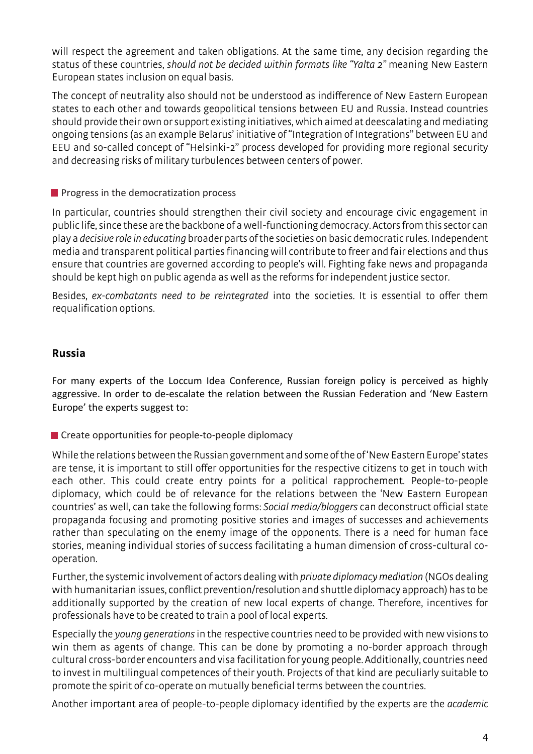will respect the agreement and taken obligations. At the same time, any decision regarding the status of these countries, *should not be decided within formats like "Yalta 2"* meaning New Eastern European states inclusion on equal basis.

The concept of neutrality also should not be understood as indifference of New Eastern European states to each other and towards geopolitical tensions between EU and Russia. Instead countries should provide their own or support existing initiatives, which aimed at deescalating and mediating ongoing tensions (as an example Belarus' initiative of "Integration of Integrations" between EU and EEU and so-called concept of "Helsinki-2" process developed for providing more regional security and decreasing risks of military turbulences between centers of power.

#### Progress in the democratization process

In particular, countries should strengthen their civil society and encourage civic engagement in public life, since these are the backbone of a well-functioning democracy. Actors from this sector can play a *decisive role in educating* broader parts of the societies on basic democratic rules. Independent media and transparent political parties financing will contribute to freer and fair elections and thus ensure that countries are governed according to people's will. Fighting fake news and propaganda should be kept high on public agenda as well as the reforms for independent justice sector.

Besides, *ex-combatants need to be reintegrated* into the societies. It is essential to offer them requalification options.

## Russia

For many experts of the Loccum Idea Conference, Russian foreign policy is perceived as highly aggressive. In order to de-escalate the relation between the Russian Federation and 'New Eastern Europe' the experts suggest to:

#### Create opportunities for people-to-people diplomacy

While the relations between the Russian government and some of the of 'New Eastern Europe' states are tense, it is important to still offer opportunities for the respective citizens to get in touch with each other. This could create entry points for a political rapprochement. People-to-people diplomacy, which could be of relevance for the relations between the 'New Eastern European countries' as well, can take the following forms: *Social media/bloggers* can deconstruct official state propaganda focusing and promoting positive stories and images of successes and achievements rather than speculating on the enemy image of the opponents. There is a need for human face stories, meaning individual stories of success facilitating a human dimension of cross-cultural co-operation.

Further, the systemic involvement of actors dealing with *private diplomacy mediation* (NGOs dealing with humanitarian issues, conflict prevention/resolution and shuttle diplomacy approach) has to be additionally supported by the creation of new local experts of change. Therefore, incentives for professionals have to be created to train a pool of local experts.

Especially the *young generations* in the respective countries need to be provided with new visions to win them as agents of change. This can be done by promoting a no-border approach through cultural cross-border encounters and visa facilitation for young people. Additionally, countries need to invest in multilingual competences of their youth. Projects of that kind are peculiarly suitable to promote the spirit of co-operate on mutually beneficial terms between the countries.

Another important area of people-to-people diplomacy identified by the experts are the *academic*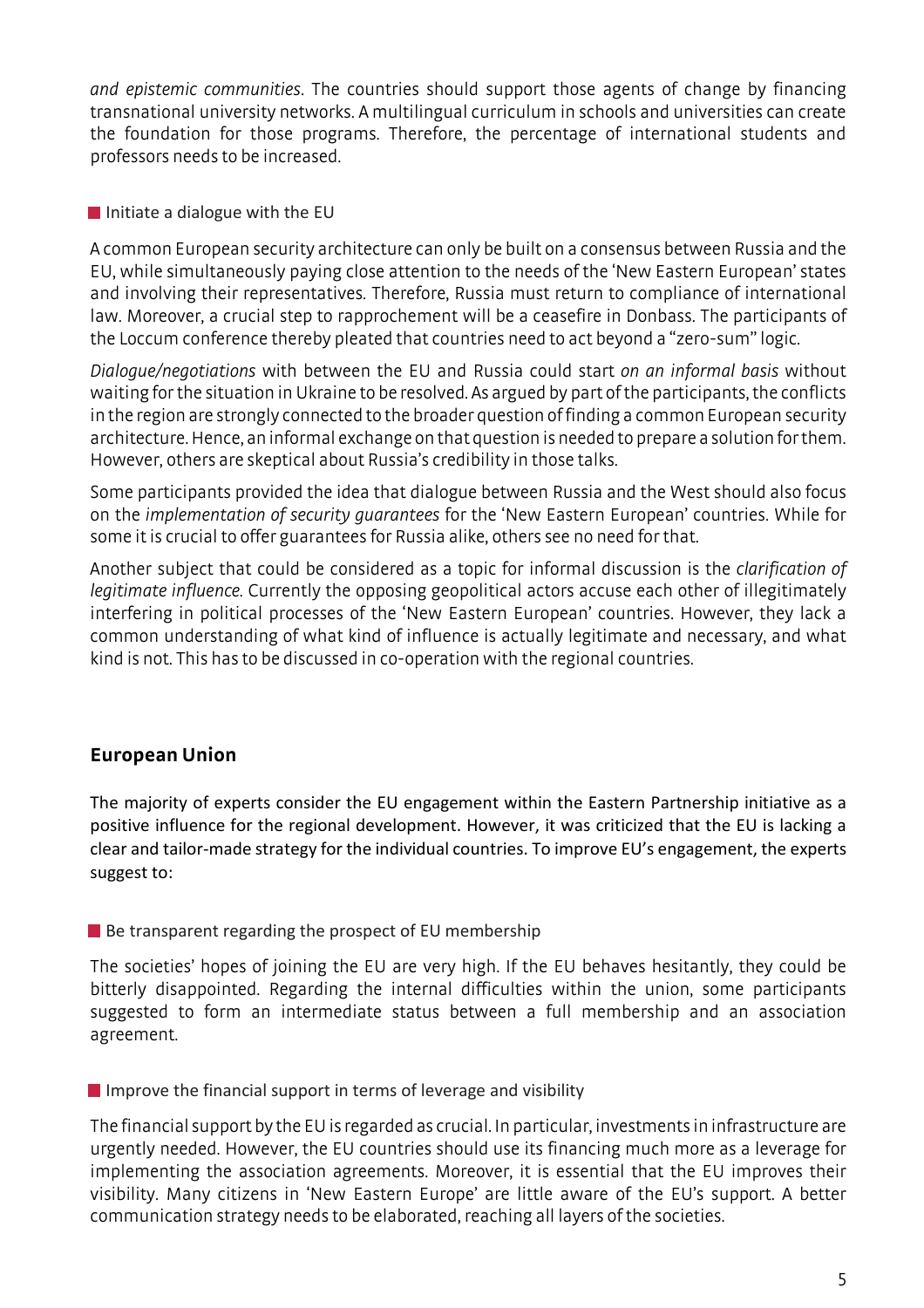*and epistemic communities*. The countries should support those agents of change by financing transnational university networks. A multilingual curriculum in schools and universities can create the foundation for those programs. Therefore, the percentage of international students and professors needs to be increased.

■ Initiate a dialogue with the EU

A common European security architecture can only be built on a consensus between Russia and the EU, while simultaneously paying close attention to the needs of the 'New Eastern European' states and involving their representatives. Therefore, Russia must return to compliance of international law. Moreover, a crucial step to rapprochement will be a ceasefire in Donbass. The participants of the Loccum conference thereby pleated that countries need to act beyond a "zero-sum" logic.

*Dialogue/negotiations* with between the EU and Russia could start *on an informal basis* without waiting for the situation in Ukraine to be resolved. As argued by part of the participants, the conflicts in the region are strongly connected to the broader question of finding a common European security architecture. Hence, an informal exchange on that question is needed to prepare a solution for them. However, others are skeptical about Russia's credibility in those talks.

Some participants provided the idea that dialogue between Russia and the West should also focus on the *implementation of security guarantees* for the 'New Eastern European' countries. While for some it is crucial to offer guarantees for Russia alike, others see no need for that.

Another subject that could be considered as a topic for informal discussion is the *clarification of legitimate influence.* Currently the opposing geopolitical actors accuse each other of illegitimately interfering in political processes of the 'New Eastern European' countries. However, they lack a common understanding of what kind of influence is actually legitimate and necessary, and what kind is not. This has to be discussed in co-operation with the regional countries.

## European Union

The majority of experts consider the EU engagement within the Eastern Partnership initiative as a positive influence for the regional development. However, it was criticized that the EU is lacking a clear and tailor-made strategy for the individual countries. To improve EU's engagement, the experts suggest to:

■ Be transparent regarding the prospect of EU membership

The societies' hopes of joining the EU are very high. If the EU behaves hesitantly, they could be bitterly disappointed. Regarding the internal difficulties within the union, some participants suggested to form an intermediate status between a full membership and an association agreement.

■ Improve the financial support in terms of leverage and visibility

The financial support by the EU is regarded as crucial. In particular, investments in infrastructure are urgently needed. However, the EU countries should use its financing much more as a leverage for implementing the association agreements. Moreover, it is essential that the EU improves their visibility. Many citizens in 'New Eastern Europe' are little aware of the EU's support. A better communication strategy needs to be elaborated, reaching all layers of the societies.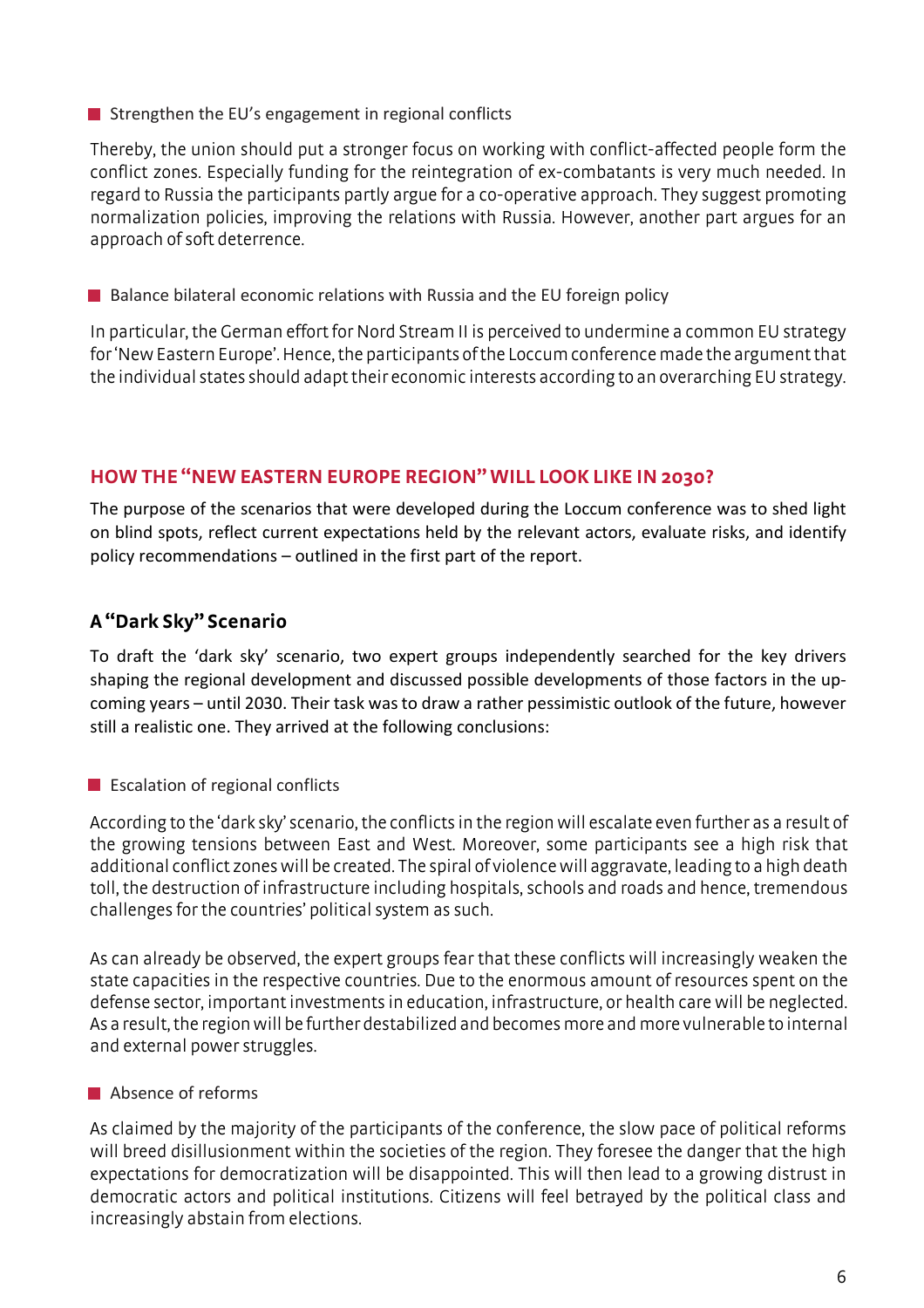- Strengthen the EU's engagement in regional conflicts

Thereby, the union should put a stronger focus on working with conflict-affected people form the conflict zones. Especially funding for the reintegration of ex-combatants is very much needed. In regard to Russia the participants partly argue for a co-operative approach. They suggest promoting normalization policies, improving the relations with Russia. However, another part argues for an approach of soft deterrence.

- Balance bilateral economic relations with Russia and the EU foreign policy

In particular, the German effort for Nord Stream II is perceived to undermine a common EU strategy for 'New Eastern Europe'. Hence, the participants of the Loccum conference made the argument that the individual states should adapt their economic interests according to an overarching EU strategy.

## HOW THE "NEW EASTERN EUROPE REGION" WILL LOOK LIKE IN 2030?

The purpose of the scenarios that were developed during the Loccum conference was to shed light on blind spots, reflect current expectations held by the relevant actors, evaluate risks, and identify policy recommendations – outlined in the first part of the report.

### A "Dark Sky" Scenario

To draft the 'dark sky' scenario, two expert groups independently searched for the key drivers shaping the regional development and discussed possible developments of those factors in the upcoming years – until 2030. Their task was to draw a rather pessimistic outlook of the future, however still a realistic one. They arrived at the following conclusions:

- Escalation of regional conflicts

According to the 'dark sky' scenario, the conflicts in the region will escalate even further as a result of the growing tensions between East and West. Moreover, some participants see a high risk that additional conflict zones will be created. The spiral of violence will aggravate, leading to a high death toll, the destruction of infrastructure including hospitals, schools and roads and hence, tremendous challenges for the countries' political system as such.

As can already be observed, the expert groups fear that these conflicts will increasingly weaken the state capacities in the respective countries. Due to the enormous amount of resources spent on the defense sector, important investments in education, infrastructure, or health care will be neglected. As a result, the region will be further destabilized and becomes more and more vulnerable to internal and external power struggles.

- Absence of reforms

As claimed by the majority of the participants of the conference, the slow pace of political reforms will breed disillusionment within the societies of the region. They foresee the danger that the high expectations for democratization will be disappointed. This will then lead to a growing distrust in democratic actors and political institutions. Citizens will feel betrayed by the political class and increasingly abstain from elections.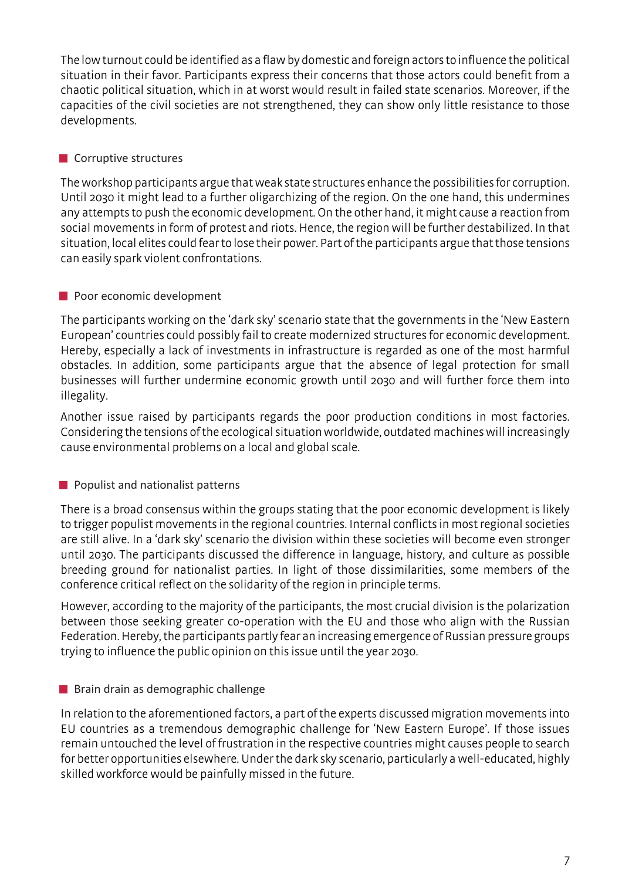The low turnout could be identified as a flaw by domestic and foreign actors to influence the political situation in their favor. Participants express their concerns that those actors could benefit from a chaotic political situation, which in at worst would result in failed state scenarios. Moreover, if the capacities of the civil societies are not strengthened, they can show only little resistance to those developments.

### Corruptive structures

The workshop participants argue that weak state structures enhance the possibilities for corruption. Until 2030 it might lead to a further oligarchizing of the region. On the one hand, this undermines any attempts to push the economic development. On the other hand, it might cause a reaction from social movements in form of protest and riots. Hence, the region will be further destabilized. In that situation, local elites could fear to lose their power. Part of the participants argue that those tensions can easily spark violent confrontations.

### Poor economic development

The participants working on the 'dark sky' scenario state that the governments in the 'New Eastern European' countries could possibly fail to create modernized structures for economic development. Hereby, especially a lack of investments in infrastructure is regarded as one of the most harmful obstacles. In addition, some participants argue that the absence of legal protection for small businesses will further undermine economic growth until 2030 and will further force them into illegality.

Another issue raised by participants regards the poor production conditions in most factories. Considering the tensions of the ecological situation worldwide, outdated machines will increasingly cause environmental problems on a local and global scale.

### Populist and nationalist patterns

There is a broad consensus within the groups stating that the poor economic development is likely to trigger populist movements in the regional countries. Internal conflicts in most regional societies are still alive. In a 'dark sky' scenario the division within these societies will become even stronger until 2030. The participants discussed the difference in language, history, and culture as possible breeding ground for nationalist parties. In light of those dissimilarities, some members of the conference critical reflect on the solidarity of the region in principle terms.

However, according to the majority of the participants, the most crucial division is the polarization between those seeking greater co-operation with the EU and those who align with the Russian Federation. Hereby, the participants partly fear an increasing emergence of Russian pressure groups trying to influence the public opinion on this issue until the year 2030.

### Brain drain as demographic challenge

In relation to the aforementioned factors, a part of the experts discussed migration movements into EU countries as a tremendous demographic challenge for 'New Eastern Europe'. If those issues remain untouched the level of frustration in the respective countries might causes people to search for better opportunities elsewhere. Under the dark sky scenario, particularly a well-educated, highly skilled workforce would be painfully missed in the future.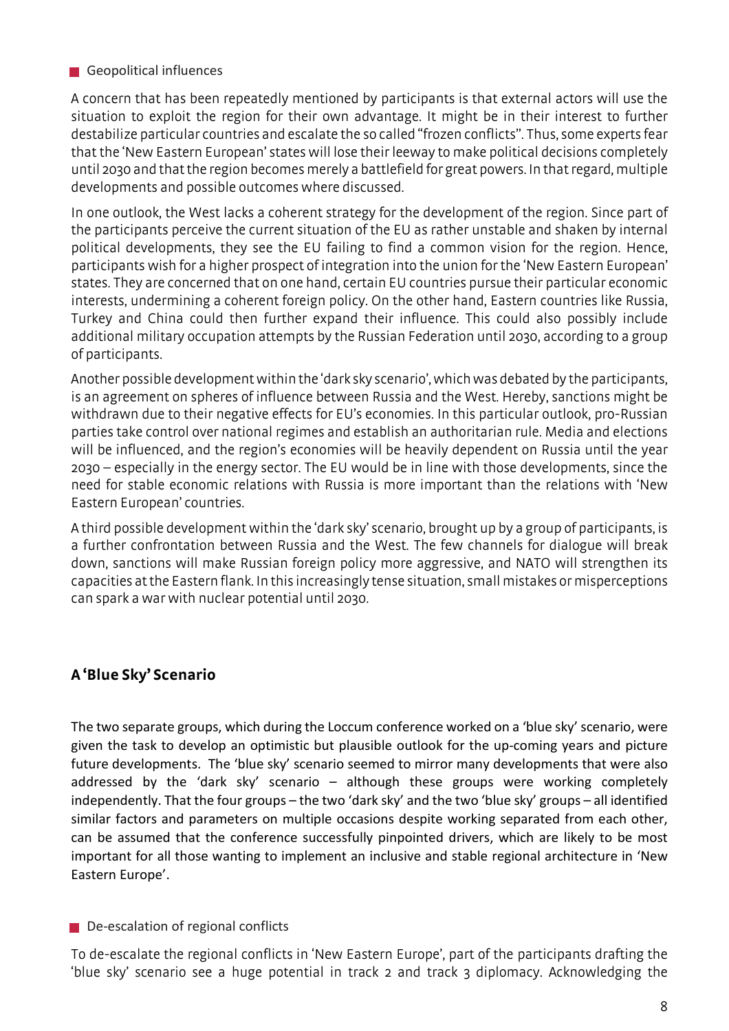### Geopolitical influences

A concern that has been repeatedly mentioned by participants is that external actors will use the situation to exploit the region for their own advantage. It might be in their interest to further destabilize particular countries and escalate the so called "frozen conflicts". Thus, some experts fear that the 'New Eastern European' states will lose their leeway to make political decisions completely until 2030 and that the region becomes merely a battlefield for great powers. In that regard, multiple developments and possible outcomes where discussed.

In one outlook, the West lacks a coherent strategy for the development of the region. Since part of the participants perceive the current situation of the EU as rather unstable and shaken by internal political developments, they see the EU failing to find a common vision for the region. Hence, participants wish for a higher prospect of integration into the union for the 'New Eastern European' states. They are concerned that on one hand, certain EU countries pursue their particular economic interests, undermining a coherent foreign policy. On the other hand, Eastern countries like Russia, Turkey and China could then further expand their influence. This could also possibly include additional military occupation attempts by the Russian Federation until 2030, according to a group of participants.

Another possible development within the 'dark sky scenario', which was debated by the participants, is an agreement on spheres of influence between Russia and the West. Hereby, sanctions might be withdrawn due to their negative effects for EU's economies. In this particular outlook, pro-Russian parties take control over national regimes and establish an authoritarian rule. Media and elections will be influenced, and the region's economies will be heavily dependent on Russia until the year 2030 – especially in the energy sector. The EU would be in line with those developments, since the need for stable economic relations with Russia is more important than the relations with 'New Eastern European' countries.

A third possible development within the 'dark sky' scenario, brought up by a group of participants, is a further confrontation between Russia and the West. The few channels for dialogue will break down, sanctions will make Russian foreign policy more aggressive, and NATO will strengthen its capacities at the Eastern flank. In this increasingly tense situation, small mistakes or misperceptions can spark a war with nuclear potential until 2030.

## A 'Blue Sky' Scenario

The two separate groups, which during the Loccum conference worked on a 'blue sky' scenario, were given the task to develop an optimistic but plausible outlook for the up-coming years and picture future developments. The 'blue sky' scenario seemed to mirror many developments that were also addressed by the 'dark sky' scenario – although these groups were working completely independently. That the four groups – the two 'dark sky' and the two 'blue sky' groups – all identified similar factors and parameters on multiple occasions despite working separated from each other, can be assumed that the conference successfully pinpointed drivers, which are likely to be most important for all those wanting to implement an inclusive and stable regional architecture in 'New Eastern Europe'.

### De-escalation of regional conflicts

To de-escalate the regional conflicts in 'New Eastern Europe', part of the participants drafting the 'blue sky' scenario see a huge potential in track 2 and track 3 diplomacy. Acknowledging the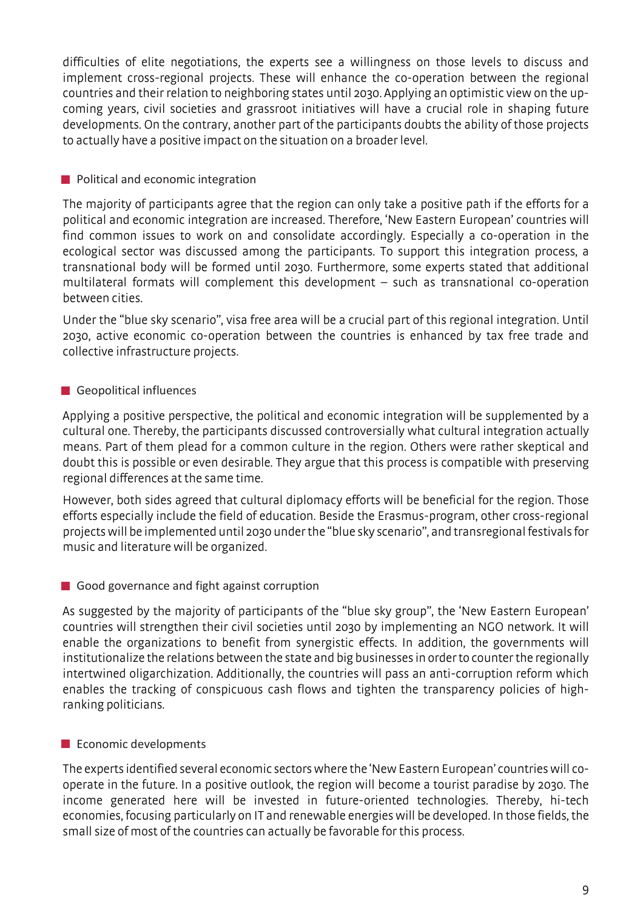difficulties of elite negotiations, the experts see a willingness on those levels to discuss and implement cross-regional projects. These will enhance the co-operation between the regional countries and their relation to neighboring states until 2030. Applying an optimistic view on the upcoming years, civil societies and grassroot initiatives will have a crucial role in shaping future developments. On the contrary, another part of the participants doubts the ability of those projects to actually have a positive impact on the situation on a broader level.

## Political and economic integration

The majority of participants agree that the region can only take a positive path if the efforts for a political and economic integration are increased. Therefore, 'New Eastern European' countries will find common issues to work on and consolidate accordingly. Especially a co-operation in the ecological sector was discussed among the participants. To support this integration process, a transnational body will be formed until 2030. Furthermore, some experts stated that additional multilateral formats will complement this development – such as transnational co-operation between cities.

Under the "blue sky scenario", visa free area will be a crucial part of this regional integration. Until 2030, active economic co-operation between the countries is enhanced by tax free trade and collective infrastructure projects.

## Geopolitical influences

Applying a positive perspective, the political and economic integration will be supplemented by a cultural one. Thereby, the participants discussed controversially what cultural integration actually means. Part of them plead for a common culture in the region. Others were rather skeptical and doubt this is possible or even desirable. They argue that this process is compatible with preserving regional differences at the same time.

However, both sides agreed that cultural diplomacy efforts will be beneficial for the region. Those efforts especially include the field of education. Beside the Erasmus-program, other cross-regional projects will be implemented until 2030 under the "blue sky scenario", and transregional festivals for music and literature will be organized.

## Good governance and fight against corruption

As suggested by the majority of participants of the "blue sky group", the 'New Eastern European' countries will strengthen their civil societies until 2030 by implementing an NGO network. It will enable the organizations to benefit from synergistic effects. In addition, the governments will institutionalize the relations between the state and big businesses in order to counter the regionally intertwined oligarchization. Additionally, the countries will pass an anti-corruption reform which enables the tracking of conspicuous cash flows and tighten the transparency policies of high-ranking politicians.

## Economic developments

The experts identified several economic sectors where the 'New Eastern European' countries will co-operate in the future. In a positive outlook, the region will become a tourist paradise by 2030. The income generated here will be invested in future-oriented technologies. Thereby, hi-tech economies, focusing particularly on IT and renewable energies will be developed. In those fields, the small size of most of the countries can actually be favorable for this process.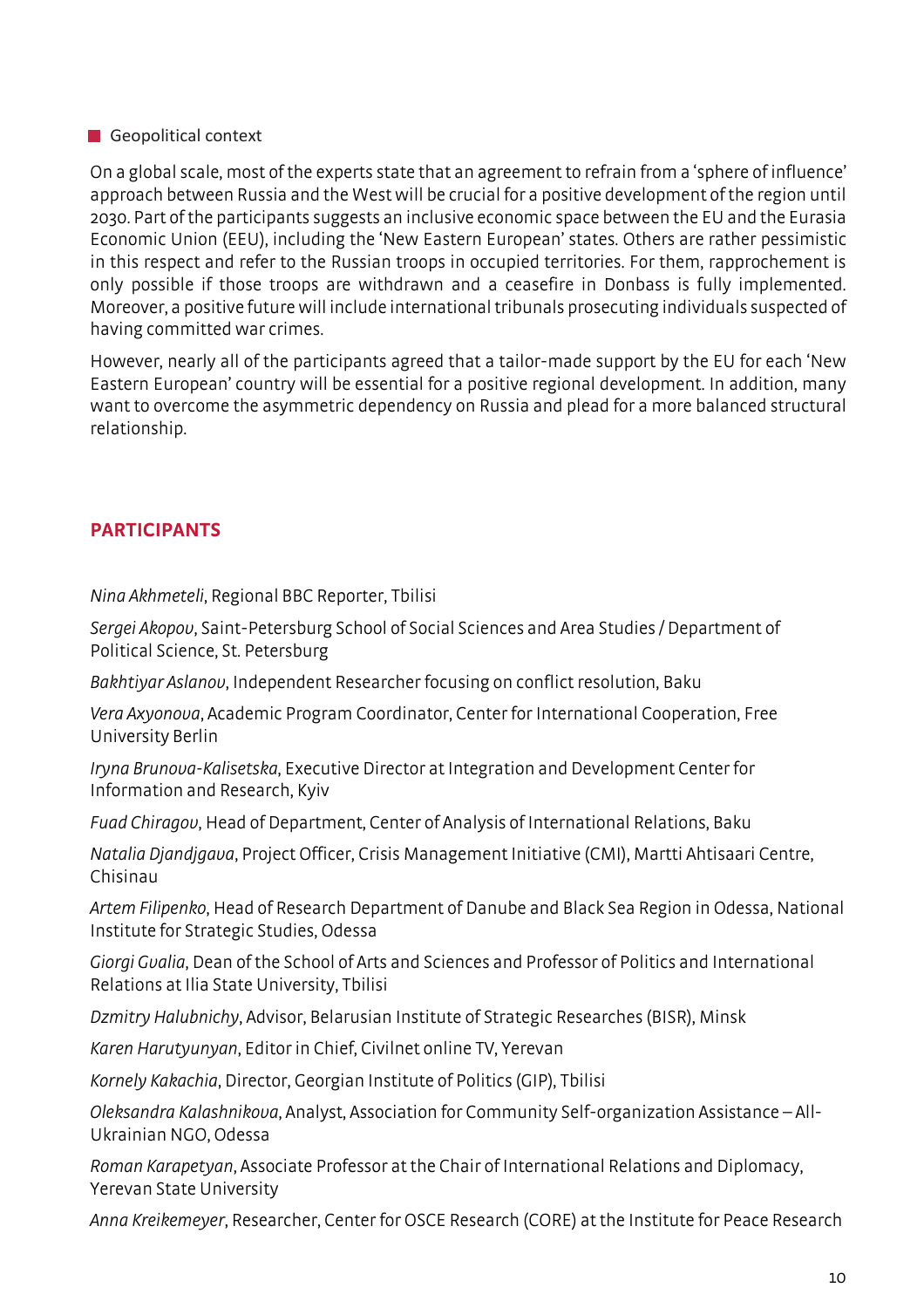### Geopolitical context

On a global scale, most of the experts state that an agreement to refrain from a 'sphere of influence' approach between Russia and the West will be crucial for a positive development of the region until 2030. Part of the participants suggests an inclusive economic space between the EU and the Eurasia Economic Union (EEU), including the 'New Eastern European' states. Others are rather pessimistic in this respect and refer to the Russian troops in occupied territories. For them, rapprochement is only possible if those troops are withdrawn and a ceasefire in Donbass is fully implemented. Moreover, a positive future will include international tribunals prosecuting individuals suspected of having committed war crimes.

However, nearly all of the participants agreed that a tailor-made support by the EU for each 'New Eastern European' country will be essential for a positive regional development. In addition, many want to overcome the asymmetric dependency on Russia and plead for a more balanced structural relationship.

## PARTICIPANTS

*Nina Akhmeteli*, Regional BBC Reporter, Tbilisi

*Sergei Akopov*, Saint-Petersburg School of Social Sciences and Area Studies / Department of Political Science, St. Petersburg

*Bakhtiyar Aslanov*, Independent Researcher focusing on conflict resolution, Baku

*Vera Axyonova*, Academic Program Coordinator, Center for International Cooperation, Free University Berlin

*Iryna Brunova-Kalisetska*, Executive Director at Integration and Development Center for Information and Research, Kyiv

*Fuad Chiragov*, Head of Department, Center of Analysis of International Relations, Baku

*Natalia Djandjgava*, Project Officer, Crisis Management Initiative (CMI), Martti Ahtisaari Centre, Chisinau

*Artem Filipenko*, Head of Research Department of Danube and Black Sea Region in Odessa, National Institute for Strategic Studies, Odessa

*Giorgi Gvalia*, Dean of the School of Arts and Sciences and Professor of Politics and International Relations at Ilia State University, Tbilisi

*Dzmitry Halubnichy*, Advisor, Belarusian Institute of Strategic Researches (BISR), Minsk

*Karen Harutyunyan*, Editor in Chief, Civilnet online TV, Yerevan

*Kornely Kakachia*, Director, Georgian Institute of Politics (GIP), Tbilisi

*Oleksandra Kalashnikova*, Analyst, Association for Community Self-organization Assistance – All-Ukrainian NGO, Odessa

*Roman Karapetyan*, Associate Professor at the Chair of International Relations and Diplomacy, Yerevan State University

*Anna Kreikemeyer*, Researcher, Center for OSCE Research (CORE) at the Institute for Peace Research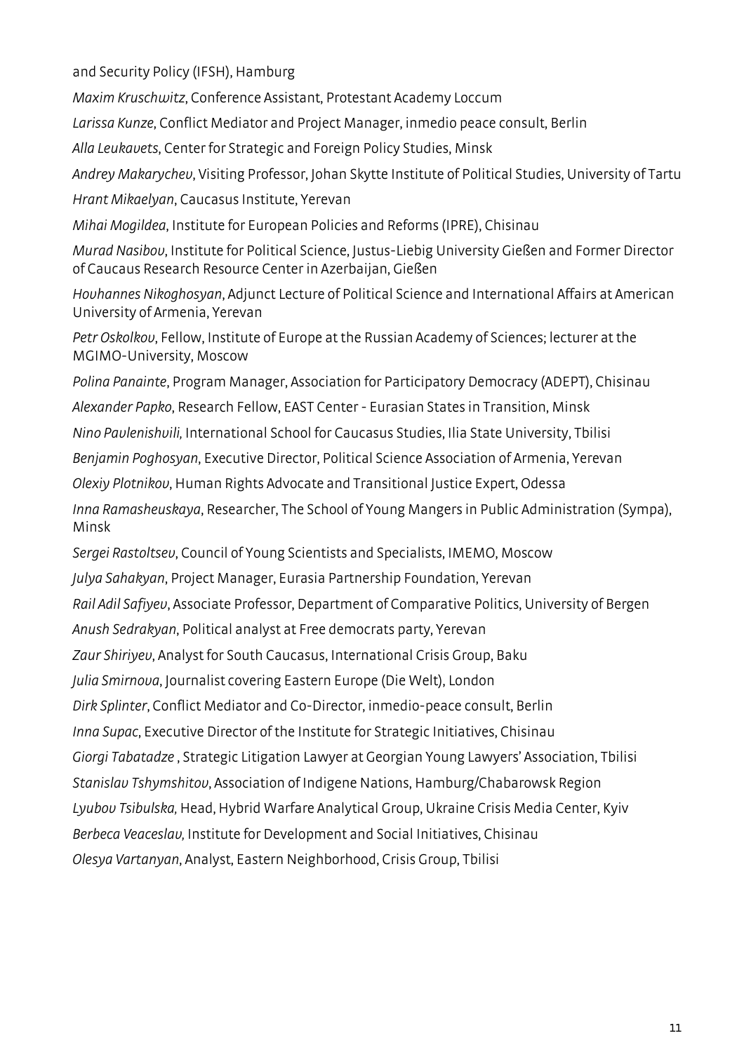and Security Policy (IFSH), Hamburg

*Maxim Kruschwitz*, Conference Assistant, Protestant Academy Loccum

*Larissa Kunze*, Conflict Mediator and Project Manager, inmedio peace consult, Berlin

*Alla Leukavets*, Center for Strategic and Foreign Policy Studies, Minsk

*Andrey Makarychev*, Visiting Professor, Johan Skytte Institute of Political Studies, University of Tartu

*Hrant Mikaelyan*, Caucasus Institute, Yerevan

*Mihai Mogildea*, Institute for European Policies and Reforms (IPRE), Chisinau

*Murad Nasibov*, Institute for Political Science, Justus-Liebig University Gießen and Former Director of Caucaus Research Resource Center in Azerbaijan, Gießen

*Hovhannes Nikoghosyan*, Adjunct Lecture of Political Science and International Affairs at American University of Armenia, Yerevan

*Petr Oskolkov*, Fellow, Institute of Europe at the Russian Academy of Sciences; lecturer at the MGIMO-University, Moscow

*Polina Panainte*, Program Manager, Association for Participatory Democracy (ADEPT), Chisinau

*Alexander Papko*, Research Fellow, EAST Center - Eurasian States in Transition, Minsk

*Nino Pavlenishvili,* International School for Caucasus Studies, Ilia State University, Tbilisi

*Benjamin Poghosyan*, Executive Director, Political Science Association of Armenia, Yerevan

*Olexiy Plotnikov*, Human Rights Advocate and Transitional Justice Expert, Odessa

*Inna Ramasheuskaya*, Researcher, The School of Young Mangers in Public Administration (Sympa), Minsk

*Sergei Rastoltsev*, Council of Young Scientists and Specialists, IMEMO, Moscow

*Julya Sahakyan*, Project Manager, Eurasia Partnership Foundation, Yerevan

*Rail Adil Safiyev*, Associate Professor, Department of Comparative Politics, University of Bergen

*Anush Sedrakyan*, Political analyst at Free democrats party, Yerevan

*Zaur Shiriyev*, Analyst for South Caucasus, International Crisis Group, Baku

*Julia Smirnova*, Journalist covering Eastern Europe (Die Welt), London

*Dirk Splinter*, Conflict Mediator and Co-Director, inmedio-peace consult, Berlin

*Inna Supac*, Executive Director of the Institute for Strategic Initiatives, Chisinau

*Giorgi Tabatadze* , Strategic Litigation Lawyer at Georgian Young Lawyers' Association, Tbilisi

*Stanislav Tshymshitov*, Association of Indigene Nations, Hamburg/Chabarowsk Region

*Lyubov Tsibulska,* Head, Hybrid Warfare Analytical Group, Ukraine Crisis Media Center, Kyiv

*Berbeca Veaceslav,* Institute for Development and Social Initiatives, Chisinau

*Olesya Vartanyan*, Analyst, Eastern Neighborhood, Crisis Group, Tbilisi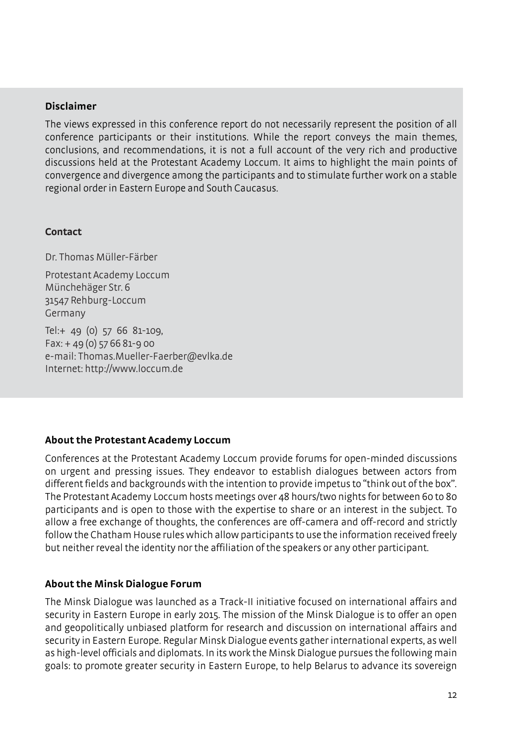**Disclaimer**

The views expressed in this conference report do not necessarily represent the position of all conference participants or their institutions. While the report conveys the main themes, conclusions, and recommendations, it is not a full account of the very rich and productive discussions held at the Protestant Academy Loccum. It aims to highlight the main points of convergence and divergence among the participants and to stimulate further work on a stable regional order in Eastern Europe and South Caucasus.

**Contact**

Dr. Thomas Müller-Färber

Protestant Academy Loccum
Münchehäger Str. 6
31547 Rehburg-Loccum
Germany

Tel:+ 49 (0) 57 66 81-109,
Fax: + 49 (0) 57 66 81-9 00
e-mail: Thomas.Mueller-Faerber@evlka.de
Internet: http://www.loccum.de

**About the Protestant Academy Loccum**

Conferences at the Protestant Academy Loccum provide forums for open-minded discussions on urgent and pressing issues. They endeavor to establish dialogues between actors from different fields and backgrounds with the intention to provide impetus to "think out of the box". The Protestant Academy Loccum hosts meetings over 48 hours/two nights for between 60 to 80 participants and is open to those with the expertise to share or an interest in the subject. To allow a free exchange of thoughts, the conferences are off-camera and off-record and strictly follow the Chatham House rules which allow participants to use the information received freely but neither reveal the identity nor the affiliation of the speakers or any other participant.

**About the Minsk Dialogue Forum**

The Minsk Dialogue was launched as a Track-II initiative focused on international affairs and security in Eastern Europe in early 2015. The mission of the Minsk Dialogue is to offer an open and geopolitically unbiased platform for research and discussion on international affairs and security in Eastern Europe. Regular Minsk Dialogue events gather international experts, as well as high-level officials and diplomats. In its work the Minsk Dialogue pursues the following main goals: to promote greater security in Eastern Europe, to help Belarus to advance its sovereign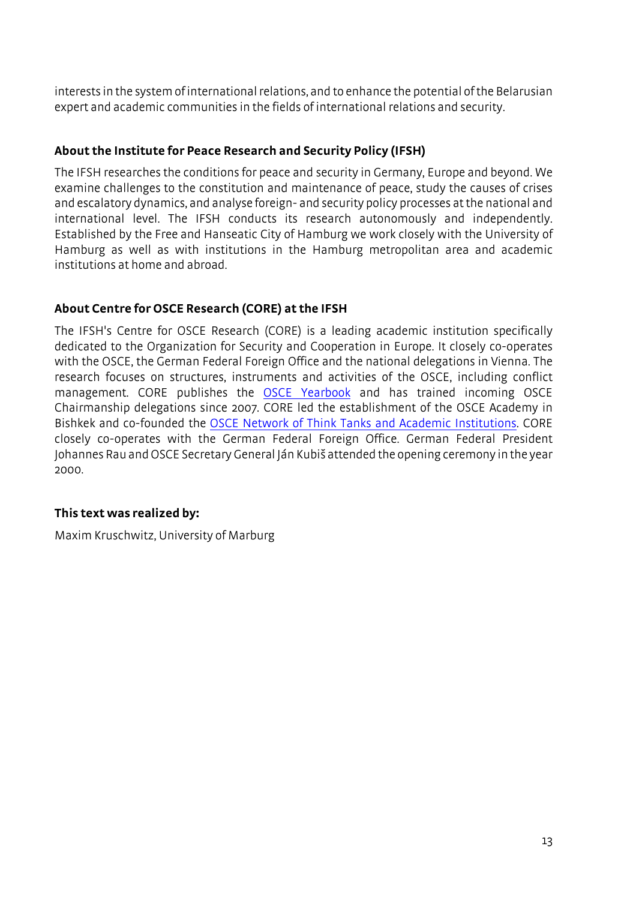interests in the system of international relations, and to enhance the potential of the Belarusian expert and academic communities in the fields of international relations and security.

### About the Institute for Peace Research and Security Policy (IFSH)

The IFSH researches the conditions for peace and security in Germany, Europe and beyond. We examine challenges to the constitution and maintenance of peace, study the causes of crises and escalatory dynamics, and analyse foreign- and security policy processes at the national and international level. The IFSH conducts its research autonomously and independently. Established by the Free and Hanseatic City of Hamburg we work closely with the University of Hamburg as well as with institutions in the Hamburg metropolitan area and academic institutions at home and abroad.

### About Centre for OSCE Research (CORE) at the IFSH

The IFSH's Centre for OSCE Research (CORE) is a leading academic institution specifically dedicated to the Organization for Security and Cooperation in Europe. It closely co-operates with the OSCE, the German Federal Foreign Office and the national delegations in Vienna. The research focuses on structures, instruments and activities of the OSCE, including conflict management. CORE publishes the OSCE Yearbook and has trained incoming OSCE Chairmanship delegations since 2007. CORE led the establishment of the OSCE Academy in Bishkek and co-founded the OSCE Network of Think Tanks and Academic Institutions. CORE closely co-operates with the German Federal Foreign Office. German Federal President Johannes Rau and OSCE Secretary General Ján Kubiš attended the opening ceremony in the year 2000.

### This text was realized by:

Maxim Kruschwitz, University of Marburg